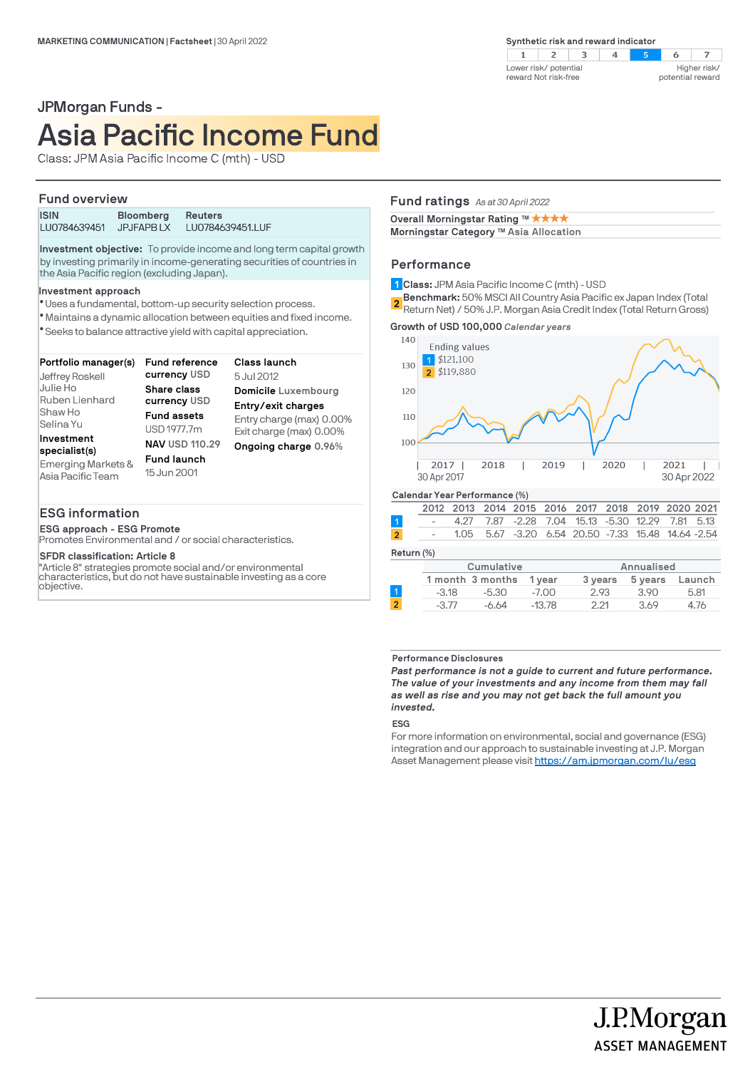MARKETING COMMUNICATION | Factsheet | 30 April 2022

**Synthetic risk and reward indicator**

| 1 | 2 | 3 | 4 | **5** | 6 | 7 |
|---|---|---|---|---|---|---|

Lower risk/ potential reward Not risk-free — Higher risk/ potential reward

JPMorgan Funds -

# Asia Pacific Income Fund

Class: JPM Asia Pacific Income C (mth) - USD

## Fund overview

| ISIN | Bloomberg | Reuters |
|---|---|---|
| LU0784639451 | JPJFAPB LX | LU0784639451.LUF |

**Investment objective:** To provide income and long term capital growth by investing primarily in income-generating securities of countries in the Asia Pacific region (excluding Japan).

**Investment approach**

- Uses a fundamental, bottom-up security selection process.
- Maintains a dynamic allocation between equities and fixed income.
- Seeks to balance attractive yield with capital appreciation.

**Portfolio manager(s)**
Jeffrey Roskell
Julie Ho
Ruben Lienhard
Shaw Ho
Selina Yu

**Investment specialist(s)**
Emerging Markets & Asia Pacific Team

**Fund reference currency** USD
**Share class currency** USD
**Fund assets**
USD 1977.7m
**NAV** USD 110.29
**Fund launch**
15 Jun 2001

**Class launch**
5 Jul 2012
**Domicile** Luxembourg
**Entry/exit charges**
Entry charge (max) 0.00%
Exit charge (max) 0.00%
**Ongoing charge** 0.96%

## ESG information

**ESG approach - ESG Promote**
Promotes Environmental and / or social characteristics.

**SFDR classification: Article 8**
"Article 8" strategies promote social and/or environmental characteristics, but do not have sustainable investing as a core objective.

## Fund ratings *As at 30 April 2022*

**Overall Morningstar Rating ™** ★★★★
**Morningstar Category ™** Asia Allocation

## Performance

1 **Class:** JPM Asia Pacific Income C (mth) - USD
2 **Benchmark:** 50% MSCI All Country Asia Pacific ex Japan Index (Total Return Net) / 50% J.P. Morgan Asia Credit Index (Total Return Gross)

**Growth of USD 100,000** *Calendar years*

Ending values
1 $121,100
2 $119,880

30 Apr 2017 – 30 Apr 2022

**Calendar Year Performance (%)**

| | 2012 | 2013 | 2014 | 2015 | 2016 | 2017 | 2018 | 2019 | 2020 | 2021 |
|---|---|---|---|---|---|---|---|---|---|---|
| 1 | - | 4.27 | 7.87 | -2.28 | 7.04 | 15.13 | -5.30 | 12.29 | 7.81 | 5.13 |
| 2 | - | 1.05 | 5.67 | -3.20 | 6.54 | 20.50 | -7.33 | 15.48 | 14.64 | -2.54 |

**Return (%)**

| | Cumulative | | | Annualised | | |
|---|---|---|---|---|---|---|
| | 1 month | 3 months | 1 year | 3 years | 5 years | Launch |
| 1 | -3.18 | -5.30 | -7.00 | 2.93 | 3.90 | 5.81 |
| 2 | -3.77 | -6.64 | -13.78 | 2.21 | 3.69 | 4.76 |

**Performance Disclosures**

***Past performance is not a guide to current and future performance. The value of your investments and any income from them may fall as well as rise and you may not get back the full amount you invested.***

**ESG**

For more information on environmental, social and governance (ESG) integration and our approach to sustainable investing at J.P. Morgan Asset Management please visit https://am.jpmorgan.com/lu/esg

J.P.Morgan ASSET MANAGEMENT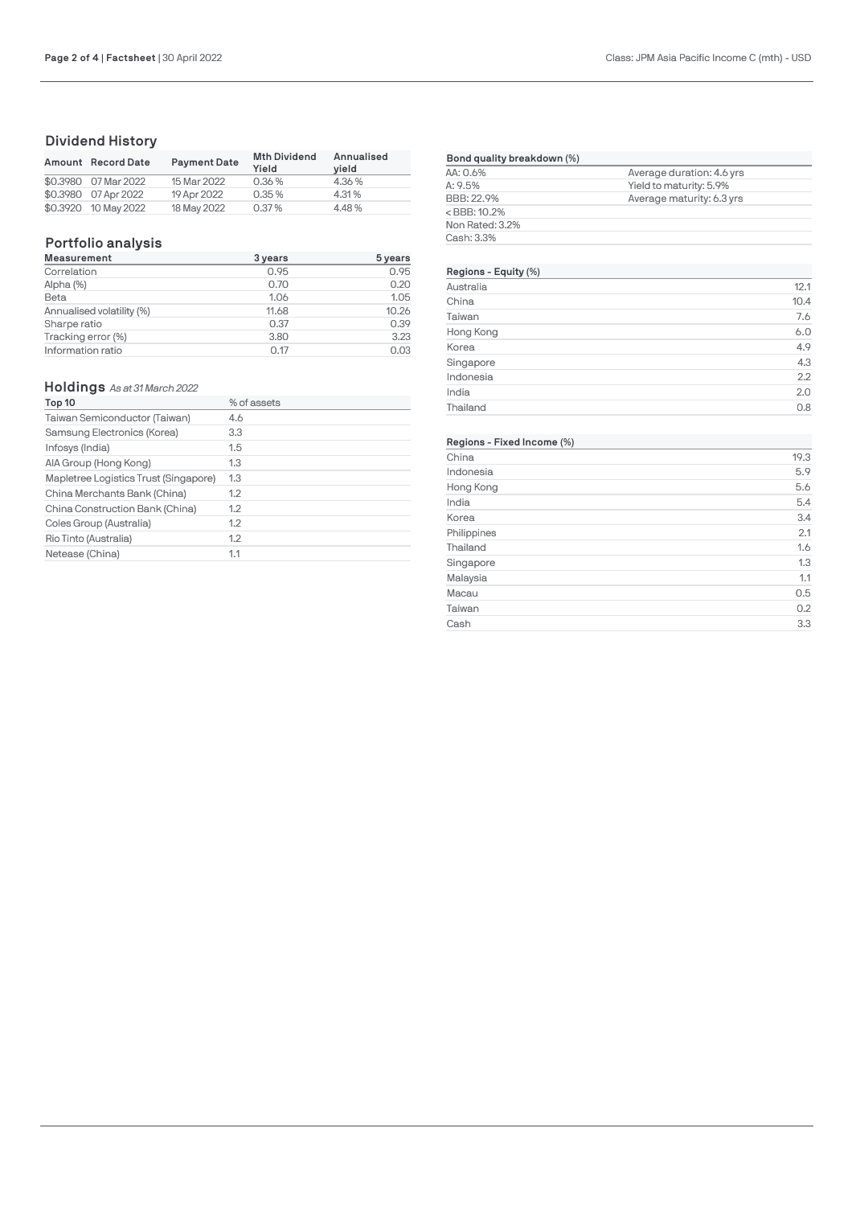## Dividend History

| Amount | Record Date | Payment Date | Mth Dividend Yield | Annualised yield |
|---|---|---|---|---|
| $0.3980 | 07 Mar 2022 | 15 Mar 2022 | 0.36 % | 4.36 % |
| $0.3980 | 07 Apr 2022 | 19 Apr 2022 | 0.35 % | 4.31 % |
| $0.3920 | 10 May 2022 | 18 May 2022 | 0.37 % | 4.48 % |

## Portfolio analysis

| Measurement | 3 years | 5 years |
|---|---|---|
| Correlation | 0.95 | 0.95 |
| Alpha (%) | 0.70 | 0.20 |
| Beta | 1.06 | 1.05 |
| Annualised volatility (%) | 11.68 | 10.26 |
| Sharpe ratio | 0.37 | 0.39 |
| Tracking error (%) | 3.80 | 3.23 |
| Information ratio | 0.17 | 0.03 |

## Holdings *As at 31 March 2022*

| Top 10 | % of assets |
|---|---|
| Taiwan Semiconductor (Taiwan) | 4.6 |
| Samsung Electronics (Korea) | 3.3 |
| Infosys (India) | 1.5 |
| AIA Group (Hong Kong) | 1.3 |
| Mapletree Logistics Trust (Singapore) | 1.3 |
| China Merchants Bank (China) | 1.2 |
| China Construction Bank (China) | 1.2 |
| Coles Group (Australia) | 1.2 |
| Rio Tinto (Australia) | 1.2 |
| Netease (China) | 1.1 |

| Bond quality breakdown (%) | |
|---|---|
| AA: 0.6% | Average duration: 4.6 yrs |
| A: 9.5% | Yield to maturity: 5.9% |
| BBB: 22.9% | Average maturity: 6.3 yrs |
| < BBB: 10.2% | |
| Non Rated: 3.2% | |
| Cash: 3.3% | |

| Regions - Equity (%) | |
|---|---|
| Australia | 12.1 |
| China | 10.4 |
| Taiwan | 7.6 |
| Hong Kong | 6.0 |
| Korea | 4.9 |
| Singapore | 4.3 |
| Indonesia | 2.2 |
| India | 2.0 |
| Thailand | 0.8 |

| Regions - Fixed Income (%) | |
|---|---|
| China | 19.3 |
| Indonesia | 5.9 |
| Hong Kong | 5.6 |
| India | 5.4 |
| Korea | 3.4 |
| Philippines | 2.1 |
| Thailand | 1.6 |
| Singapore | 1.3 |
| Malaysia | 1.1 |
| Macau | 0.5 |
| Taiwan | 0.2 |
| Cash | 3.3 |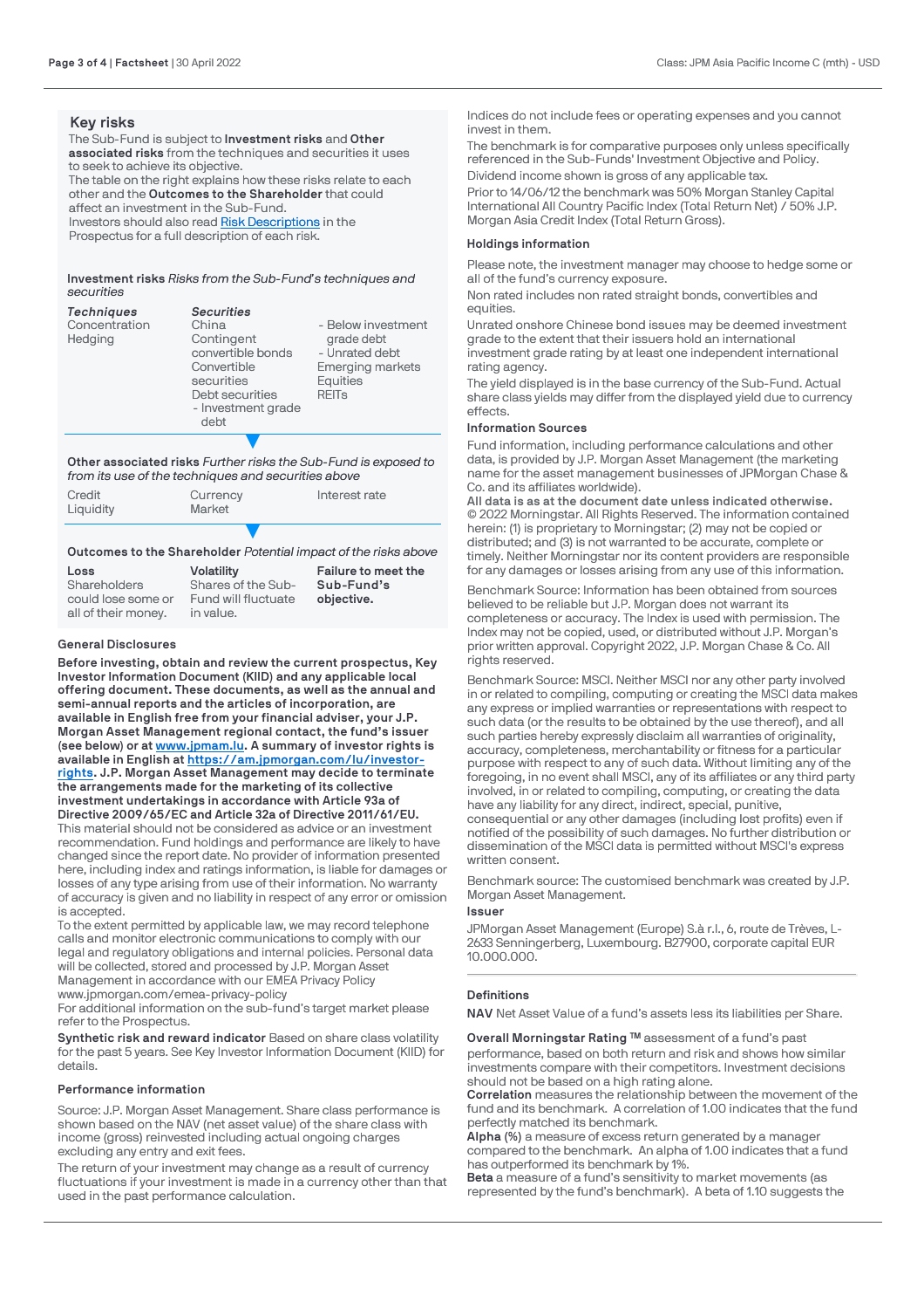## Key risks

The Sub-Fund is subject to **Investment risks** and **Other associated risks** from the techniques and securities it uses to seek to achieve its objective.

The table on the right explains how these risks relate to each other and the **Outcomes to the Shareholder** that could affect an investment in the Sub-Fund.

Investors should also read Risk Descriptions in the Prospectus for a full description of each risk.

**Investment risks** *Risks from the Sub-Fund's techniques and securities*

| *Techniques* | *Securities* | |
|---|---|---|
| Concentration<br>Hedging | China<br>Contingent convertible bonds<br>Convertible securities<br>Debt securities<br>- Investment grade debt | - Below investment grade debt<br>- Unrated debt<br>Emerging markets<br>Equities<br>REITs |

**Other associated risks** *Further risks the Sub-Fund is exposed to from its use of the techniques and securities above*

| | | |
|---|---|---|
| Credit<br>Liquidity | Currency<br>Market | Interest rate |

**Outcomes to the Shareholder** *Potential impact of the risks above*

| **Loss** | **Volatility** | **Failure to meet the Sub-Fund's objective.** |
|---|---|---|
| Shareholders could lose some or all of their money. | Shares of the Sub-Fund will fluctuate in value. | |

### General Disclosures

**Before investing, obtain and review the current prospectus, Key Investor Information Document (KIID) and any applicable local offering document. These documents, as well as the annual and semi-annual reports and the articles of incorporation, are available in English free from your financial adviser, your J.P. Morgan Asset Management regional contact, the fund's issuer (see below) or at www.jpmam.lu. A summary of investor rights is available in English at https://am.jpmorgan.com/lu/investor-rights. J.P. Morgan Asset Management may decide to terminate the arrangements made for the marketing of its collective investment undertakings in accordance with Article 93a of Directive 2009/65/EC and Article 32a of Directive 2011/61/EU.**

This material should not be considered as advice or an investment recommendation. Fund holdings and performance are likely to have changed since the report date. No provider of information presented here, including index and ratings information, is liable for damages or losses of any type arising from use of their information. No warranty of accuracy is given and no liability in respect of any error or omission is accepted.

To the extent permitted by applicable law, we may record telephone calls and monitor electronic communications to comply with our legal and regulatory obligations and internal policies. Personal data will be collected, stored and processed by J.P. Morgan Asset Management in accordance with our EMEA Privacy Policy www.jpmorgan.com/emea-privacy-policy

For additional information on the sub-fund's target market please refer to the Prospectus.

**Synthetic risk and reward indicator** Based on share class volatility for the past 5 years. See Key Investor Information Document (KIID) for details.

### Performance information

Source: J.P. Morgan Asset Management. Share class performance is shown based on the NAV (net asset value) of the share class with income (gross) reinvested including actual ongoing charges excluding any entry and exit fees.

The return of your investment may change as a result of currency fluctuations if your investment is made in a currency other than that used in the past performance calculation.

Indices do not include fees or operating expenses and you cannot invest in them.

The benchmark is for comparative purposes only unless specifically referenced in the Sub-Funds' Investment Objective and Policy.

Dividend income shown is gross of any applicable tax.

Prior to 14/06/12 the benchmark was 50% Morgan Stanley Capital International All Country Pacific Index (Total Return Net) / 50% J.P. Morgan Asia Credit Index (Total Return Gross).

### Holdings information

Please note, the investment manager may choose to hedge some or all of the fund's currency exposure.

Non rated includes non rated straight bonds, convertibles and equities.

Unrated onshore Chinese bond issues may be deemed investment grade to the extent that their issuers hold an international investment grade rating by at least one independent international rating agency.

The yield displayed is in the base currency of the Sub-Fund. Actual share class yields may differ from the displayed yield due to currency effects.

### Information Sources

Fund information, including performance calculations and other data, is provided by J.P. Morgan Asset Management (the marketing name for the asset management businesses of JPMorgan Chase & Co. and its affiliates worldwide).

**All data is as at the document date unless indicated otherwise.**

© 2022 Morningstar. All Rights Reserved. The information contained herein: (1) is proprietary to Morningstar; (2) may not be copied or distributed; and (3) is not warranted to be accurate, complete or timely. Neither Morningstar nor its content providers are responsible for any damages or losses arising from any use of this information.

Benchmark Source: Information has been obtained from sources believed to be reliable but J.P. Morgan does not warrant its completeness or accuracy. The Index is used with permission. The Index may not be copied, used, or distributed without J.P. Morgan's prior written approval. Copyright 2022, J.P. Morgan Chase & Co. All rights reserved.

Benchmark Source: MSCI. Neither MSCI nor any other party involved in or related to compiling, computing or creating the MSCI data makes any express or implied warranties or representations with respect to such data (or the results to be obtained by the use thereof), and all such parties hereby expressly disclaim all warranties of originality, accuracy, completeness, merchantability or fitness for a particular purpose with respect to any of such data. Without limiting any of the foregoing, in no event shall MSCI, any of its affiliates or any third party involved in or related to compiling, computing, or creating the data have any liability for any direct, indirect, special, punitive, consequential or any other damages (including lost profits) even if notified of the possibility of such damages. No further distribution or dissemination of the MSCI data is permitted without MSCI's express written consent.

Benchmark source: The customised benchmark was created by J.P. Morgan Asset Management.

### Issuer

JPMorgan Asset Management (Europe) S.à r.l., 6, route de Trèves, L-2633 Senningerberg, Luxembourg. B27900, corporate capital EUR 10.000.000.

### Definitions

**NAV** Net Asset Value of a fund's assets less its liabilities per Share.

**Overall Morningstar Rating ™** assessment of a fund's past performance, based on both return and risk and shows how similar investments compare with their competitors. Investment decisions should not be based on a high rating alone.

**Correlation** measures the relationship between the movement of the fund and its benchmark. A correlation of 1.00 indicates that the fund perfectly matched its benchmark.

**Alpha (%)** a measure of excess return generated by a manager compared to the benchmark. An alpha of 1.00 indicates that a fund has outperformed its benchmark by 1%.

**Beta** a measure of a fund's sensitivity to market movements (as represented by the fund's benchmark). A beta of 1.10 suggests the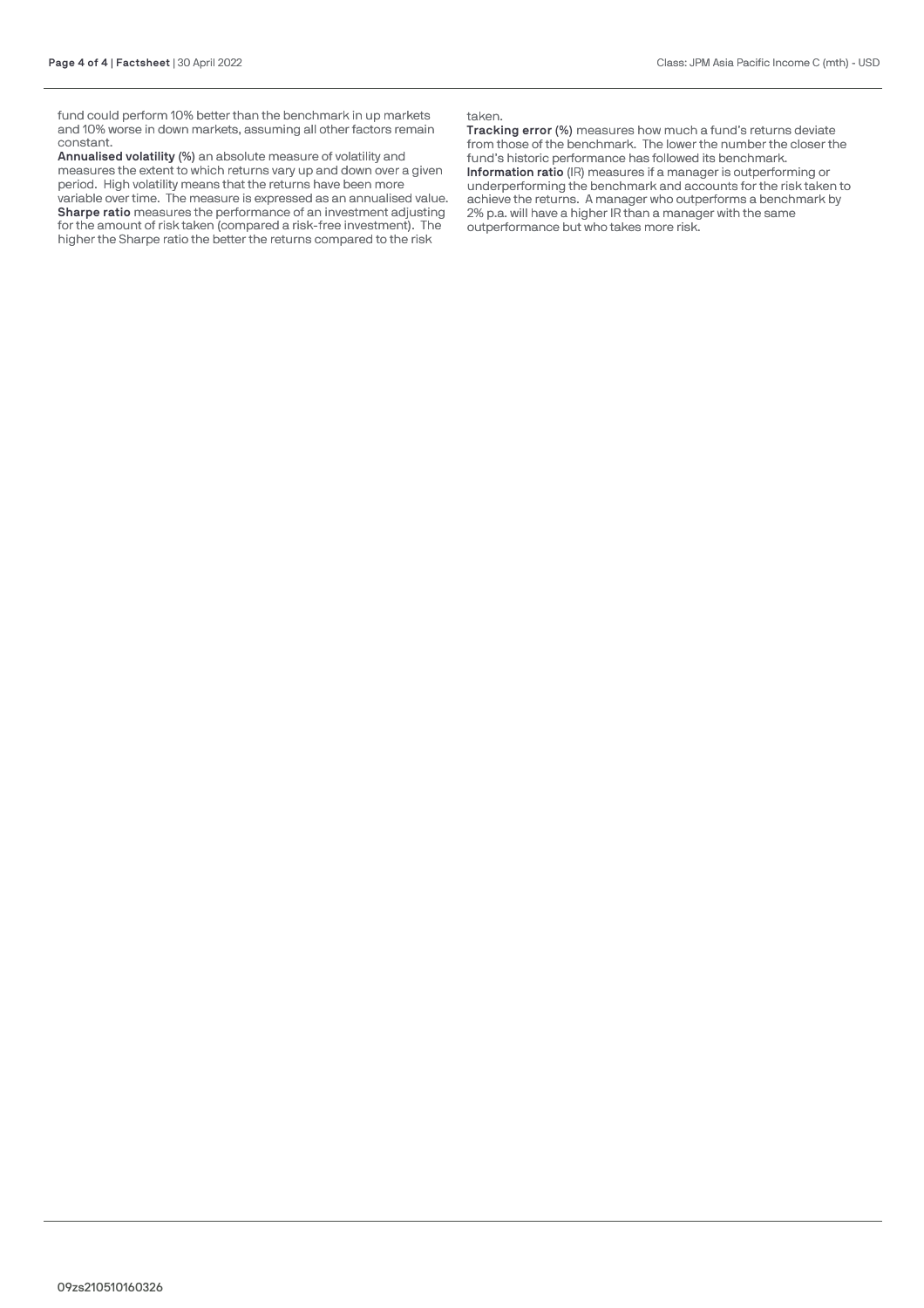fund could perform 10% better than the benchmark in up markets and 10% worse in down markets, assuming all other factors remain constant.
**Annualised volatility (%)** an absolute measure of volatility and measures the extent to which returns vary up and down over a given period. High volatility means that the returns have been more variable over time. The measure is expressed as an annualised value.
**Sharpe ratio** measures the performance of an investment adjusting for the amount of risk taken (compared a risk-free investment). The higher the Sharpe ratio the better the returns compared to the risk taken.
**Tracking error (%)** measures how much a fund's returns deviate from those of the benchmark. The lower the number the closer the fund's historic performance has followed its benchmark.
**Information ratio** (IR) measures if a manager is outperforming or underperforming the benchmark and accounts for the risk taken to achieve the returns. A manager who outperforms a benchmark by 2% p.a. will have a higher IR than a manager with the same outperformance but who takes more risk.

09zs210510160326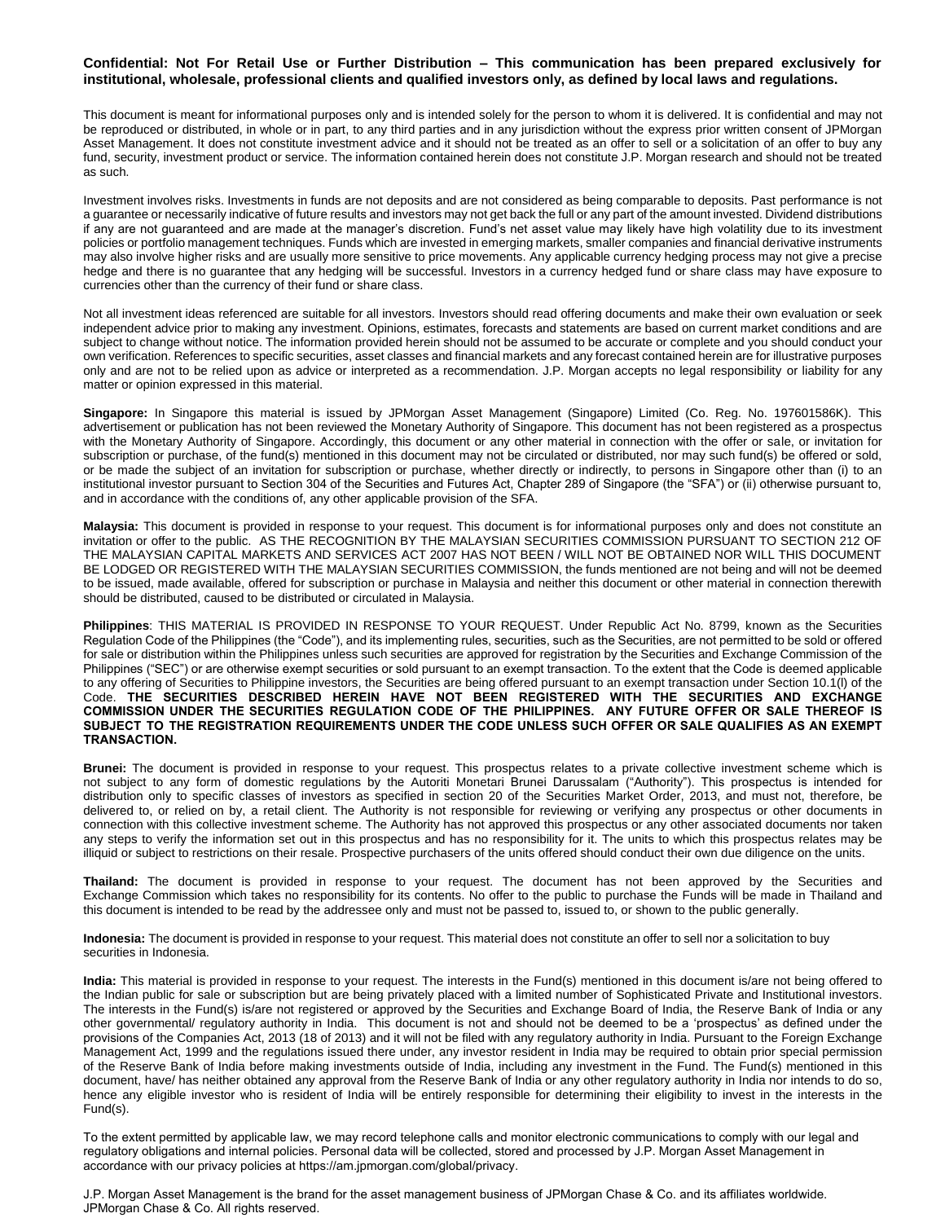**Confidential: Not For Retail Use or Further Distribution – This communication has been prepared exclusively for institutional, wholesale, professional clients and qualified investors only, as defined by local laws and regulations.**

This document is meant for informational purposes only and is intended solely for the person to whom it is delivered. It is confidential and may not be reproduced or distributed, in whole or in part, to any third parties and in any jurisdiction without the express prior written consent of JPMorgan Asset Management. It does not constitute investment advice and it should not be treated as an offer to sell or a solicitation of an offer to buy any fund, security, investment product or service. The information contained herein does not constitute J.P. Morgan research and should not be treated as such.

Investment involves risks. Investments in funds are not deposits and are not considered as being comparable to deposits. Past performance is not a guarantee or necessarily indicative of future results and investors may not get back the full or any part of the amount invested. Dividend distributions if any are not guaranteed and are made at the manager's discretion. Fund's net asset value may likely have high volatility due to its investment policies or portfolio management techniques. Funds which are invested in emerging markets, smaller companies and financial derivative instruments may also involve higher risks and are usually more sensitive to price movements. Any applicable currency hedging process may not give a precise hedge and there is no guarantee that any hedging will be successful. Investors in a currency hedged fund or share class may have exposure to currencies other than the currency of their fund or share class.

Not all investment ideas referenced are suitable for all investors. Investors should read offering documents and make their own evaluation or seek independent advice prior to making any investment. Opinions, estimates, forecasts and statements are based on current market conditions and are subject to change without notice. The information provided herein should not be assumed to be accurate or complete and you should conduct your own verification. References to specific securities, asset classes and financial markets and any forecast contained herein are for illustrative purposes only and are not to be relied upon as advice or interpreted as a recommendation. J.P. Morgan accepts no legal responsibility or liability for any matter or opinion expressed in this material.

**Singapore:** In Singapore this material is issued by JPMorgan Asset Management (Singapore) Limited (Co. Reg. No. 197601586K). This advertisement or publication has not been reviewed the Monetary Authority of Singapore. This document has not been registered as a prospectus with the Monetary Authority of Singapore. Accordingly, this document or any other material in connection with the offer or sale, or invitation for subscription or purchase, of the fund(s) mentioned in this document may not be circulated or distributed, nor may such fund(s) be offered or sold, or be made the subject of an invitation for subscription or purchase, whether directly or indirectly, to persons in Singapore other than (i) to an institutional investor pursuant to Section 304 of the Securities and Futures Act, Chapter 289 of Singapore (the "SFA") or (ii) otherwise pursuant to, and in accordance with the conditions of, any other applicable provision of the SFA.

**Malaysia:** This document is provided in response to your request. This document is for informational purposes only and does not constitute an invitation or offer to the public. AS THE RECOGNITION BY THE MALAYSIAN SECURITIES COMMISSION PURSUANT TO SECTION 212 OF THE MALAYSIAN CAPITAL MARKETS AND SERVICES ACT 2007 HAS NOT BEEN / WILL NOT BE OBTAINED NOR WILL THIS DOCUMENT BE LODGED OR REGISTERED WITH THE MALAYSIAN SECURITIES COMMISSION, the funds mentioned are not being and will not be deemed to be issued, made available, offered for subscription or purchase in Malaysia and neither this document or other material in connection therewith should be distributed, caused to be distributed or circulated in Malaysia.

**Philippines**: THIS MATERIAL IS PROVIDED IN RESPONSE TO YOUR REQUEST. Under Republic Act No. 8799, known as the Securities Regulation Code of the Philippines (the "Code"), and its implementing rules, securities, such as the Securities, are not permitted to be sold or offered for sale or distribution within the Philippines unless such securities are approved for registration by the Securities and Exchange Commission of the Philippines ("SEC") or are otherwise exempt securities or sold pursuant to an exempt transaction. To the extent that the Code is deemed applicable to any offering of Securities to Philippine investors, the Securities are being offered pursuant to an exempt transaction under Section 10.1(l) of the Code. **THE SECURITIES DESCRIBED HEREIN HAVE NOT BEEN REGISTERED WITH THE SECURITIES AND EXCHANGE COMMISSION UNDER THE SECURITIES REGULATION CODE OF THE PHILIPPINES. ANY FUTURE OFFER OR SALE THEREOF IS SUBJECT TO THE REGISTRATION REQUIREMENTS UNDER THE CODE UNLESS SUCH OFFER OR SALE QUALIFIES AS AN EXEMPT TRANSACTION.**

**Brunei:** The document is provided in response to your request. This prospectus relates to a private collective investment scheme which is not subject to any form of domestic regulations by the Autoriti Monetari Brunei Darussalam ("Authority"). This prospectus is intended for distribution only to specific classes of investors as specified in section 20 of the Securities Market Order, 2013, and must not, therefore, be delivered to, or relied on by, a retail client. The Authority is not responsible for reviewing or verifying any prospectus or other documents in connection with this collective investment scheme. The Authority has not approved this prospectus or any other associated documents nor taken any steps to verify the information set out in this prospectus and has no responsibility for it. The units to which this prospectus relates may be illiquid or subject to restrictions on their resale. Prospective purchasers of the units offered should conduct their own due diligence on the units.

**Thailand:** The document is provided in response to your request. The document has not been approved by the Securities and Exchange Commission which takes no responsibility for its contents. No offer to the public to purchase the Funds will be made in Thailand and this document is intended to be read by the addressee only and must not be passed to, issued to, or shown to the public generally.

**Indonesia:** The document is provided in response to your request. This material does not constitute an offer to sell nor a solicitation to buy securities in Indonesia.

**India:** This material is provided in response to your request. The interests in the Fund(s) mentioned in this document is/are not being offered to the Indian public for sale or subscription but are being privately placed with a limited number of Sophisticated Private and Institutional investors. The interests in the Fund(s) is/are not registered or approved by the Securities and Exchange Board of India, the Reserve Bank of India or any other governmental/ regulatory authority in India. This document is not and should not be deemed to be a 'prospectus' as defined under the provisions of the Companies Act, 2013 (18 of 2013) and it will not be filed with any regulatory authority in India. Pursuant to the Foreign Exchange Management Act, 1999 and the regulations issued there under, any investor resident in India may be required to obtain prior special permission of the Reserve Bank of India before making investments outside of India, including any investment in the Fund. The Fund(s) mentioned in this document, have/ has neither obtained any approval from the Reserve Bank of India or any other regulatory authority in India nor intends to do so, hence any eligible investor who is resident of India will be entirely responsible for determining their eligibility to invest in the interests in the Fund(s).

To the extent permitted by applicable law, we may record telephone calls and monitor electronic communications to comply with our legal and regulatory obligations and internal policies. Personal data will be collected, stored and processed by J.P. Morgan Asset Management in accordance with our privacy policies at https://am.jpmorgan.com/global/privacy.

J.P. Morgan Asset Management is the brand for the asset management business of JPMorgan Chase & Co. and its affiliates worldwide. JPMorgan Chase & Co. All rights reserved.